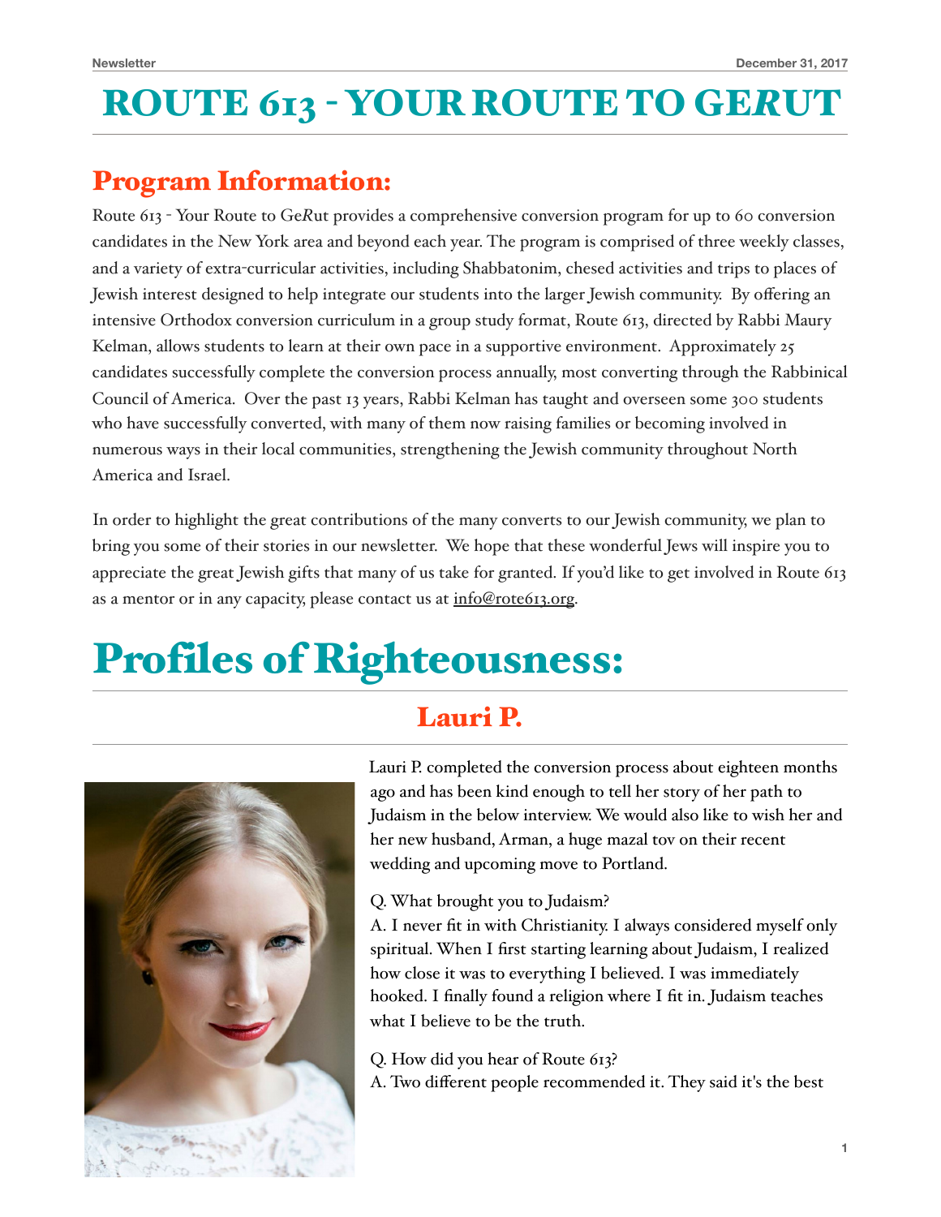# ROUTE 613 - YOUR ROUTE TO GE*R*UT

## Program Information:

Route 613 - Your Route to Ge*R*ut provides a comprehensive conversion program for up to 60 conversion candidates in the New York area and beyond each year. The program is comprised of three weekly classes, and a variety of extra-curricular activities, including Shabbatonim, chesed activities and trips to places of Jewish interest designed to help integrate our students into the larger Jewish community. By offering an intensive Orthodox conversion curriculum in a group study format, Route 613, directed by Rabbi Maury Kelman, allows students to learn at their own pace in a supportive environment. Approximately 25 candidates successfully complete the conversion process annually, most converting through the Rabbinical Council of America. Over the past 13 years, Rabbi Kelman has taught and overseen some 300 students who have successfully converted, with many of them now raising families or becoming involved in numerous ways in their local communities, strengthening the Jewish community throughout North America and Israel.

In order to highlight the great contributions of the many converts to our Jewish community, we plan to bring you some of their stories in our newsletter. We hope that these wonderful Jews will inspire you to appreciate the great Jewish gifts that many of us take for granted. If you'd like to get involved in Route 613 as a mentor or in any capacity, please contact us at info@rote613.org.

# Profiles of Righteousness:

## Lauri P.

Lauri P. completed the conversion process about eighteen months ago and has been kind enough to tell her story of her path to Judaism in the below interview. We would also like to wish her and her new husband, Arman, a huge mazal tov on their recent wedding and upcoming move to Portland.

Q. What brought you to Judaism?
A. I never fit in with Christianity. I always considered myself only spiritual. When I first starting learning about Judaism, I realized how close it was to everything I believed. I was immediately hooked. I finally found a religion where I fit in. Judaism teaches what I believe to be the truth.

Q. How did you hear of Route 613?
A. Two different people recommended it. They said it's the best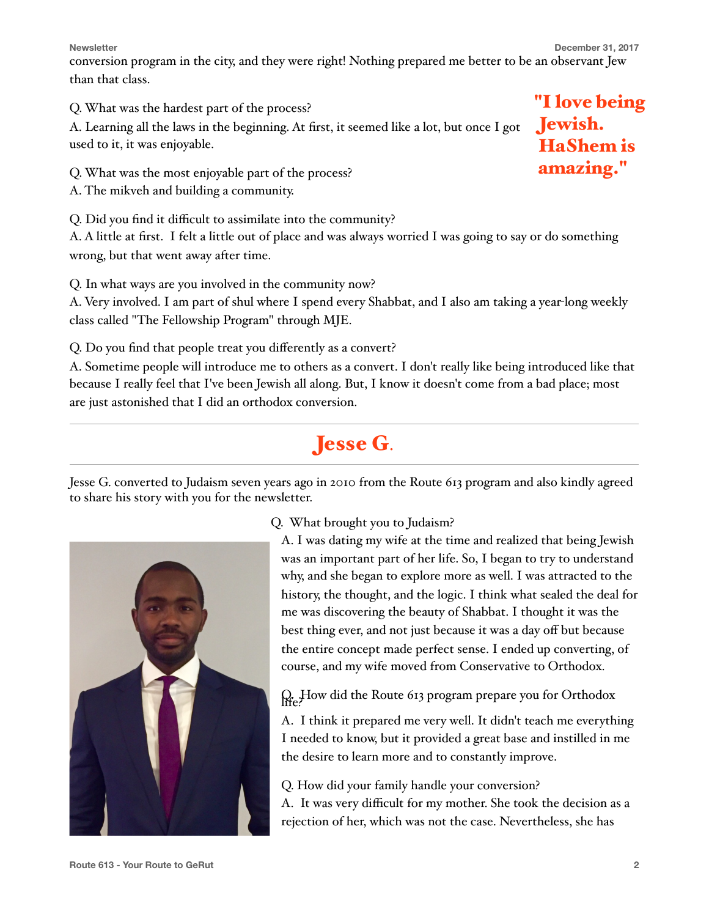conversion program in the city, and they were right! Nothing prepared me better to be an observant Jew than that class.

Q. What was the hardest part of the process?
A. Learning all the laws in the beginning. At first, it seemed like a lot, but once I got used to it, it was enjoyable.

**"I love being Jewish. HaShem is amazing."**

Q. What was the most enjoyable part of the process?
A. The mikveh and building a community.

Q. Did you find it difficult to assimilate into the community?
A. A little at first. I felt a little out of place and was always worried I was going to say or do something wrong, but that went away after time.

Q. In what ways are you involved in the community now?
A. Very involved. I am part of shul where I spend every Shabbat, and I also am taking a year-long weekly class called "The Fellowship Program" through MJE.

Q. Do you find that people treat you differently as a convert?
A. Sometime people will introduce me to others as a convert. I don't really like being introduced like that because I really feel that I've been Jewish all along. But, I know it doesn't come from a bad place; most are just astonished that I did an orthodox conversion.

## Jesse G.

Jesse G. converted to Judaism seven years ago in 2010 from the Route 613 program and also kindly agreed to share his story with you for the newsletter.

Q. What brought you to Judaism?
A. I was dating my wife at the time and realized that being Jewish was an important part of her life. So, I began to try to understand why, and she began to explore more as well. I was attracted to the history, the thought, and the logic. I think what sealed the deal for me was discovering the beauty of Shabbat. I thought it was the best thing ever, and not just because it was a day off but because the entire concept made perfect sense. I ended up converting, of course, and my wife moved from Conservative to Orthodox.

Q. How did the Route 613 program prepare you for Orthodox life?
A. I think it prepared me very well. It didn't teach me everything I needed to know, but it provided a great base and instilled in me the desire to learn more and to constantly improve.

Q. How did your family handle your conversion?
A. It was very difficult for my mother. She took the decision as a rejection of her, which was not the case. Nevertheless, she has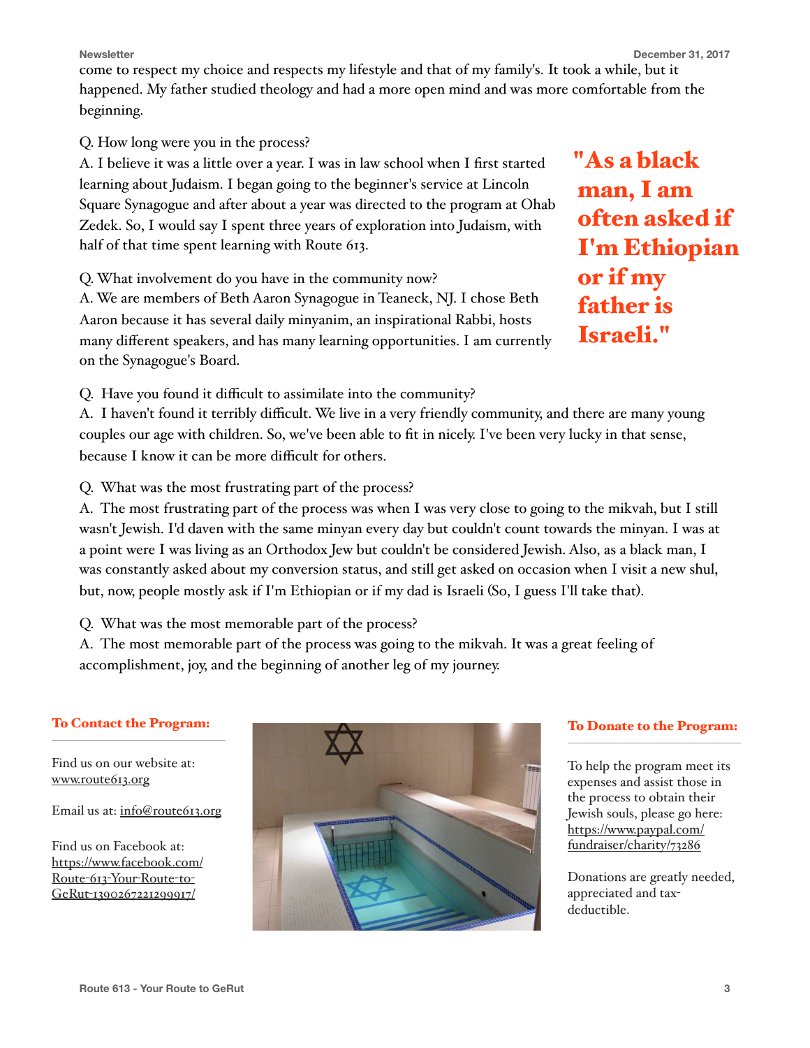come to respect my choice and respects my lifestyle and that of my family's. It took a while, but it happened. My father studied theology and had a more open mind and was more comfortable from the beginning.

Q. How long were you in the process?

A. I believe it was a little over a year. I was in law school when I first started learning about Judaism. I began going to the beginner's service at Lincoln Square Synagogue and after about a year was directed to the program at Ohab Zedek. So, I would say I spent three years of exploration into Judaism, with half of that time spent learning with Route 613.

**"As a black man, I am often asked if I'm Ethiopian or if my father is Israeli."**

Q. What involvement do you have in the community now?

A. We are members of Beth Aaron Synagogue in Teaneck, NJ. I chose Beth Aaron because it has several daily minyanim, an inspirational Rabbi, hosts many different speakers, and has many learning opportunities. I am currently on the Synagogue's Board.

Q. Have you found it difficult to assimilate into the community?

A. I haven't found it terribly difficult. We live in a very friendly community, and there are many young couples our age with children. So, we've been able to fit in nicely. I've been very lucky in that sense, because I know it can be more difficult for others.

Q. What was the most frustrating part of the process?

A. The most frustrating part of the process was when I was very close to going to the mikvah, but I still wasn't Jewish. I'd daven with the same minyan every day but couldn't count towards the minyan. I was at a point were I was living as an Orthodox Jew but couldn't be considered Jewish. Also, as a black man, I was constantly asked about my conversion status, and still get asked on occasion when I visit a new shul, but, now, people mostly ask if I'm Ethiopian or if my dad is Israeli (So, I guess I'll take that).

Q. What was the most memorable part of the process?

A. The most memorable part of the process was going to the mikvah. It was a great feeling of accomplishment, joy, and the beginning of another leg of my journey.

### To Contact the Program:

Find us on our website at: www.route613.org

Email us at: info@route613.org

Find us on Facebook at: https://www.facebook.com/Route-613-Your-Route-to-GeRut-1390267221299917/

### To Donate to the Program:

To help the program meet its expenses and assist those in the process to obtain their Jewish souls, please go here: https://www.paypal.com/fundraiser/charity/73286

Donations are greatly needed, appreciated and tax-deductible.